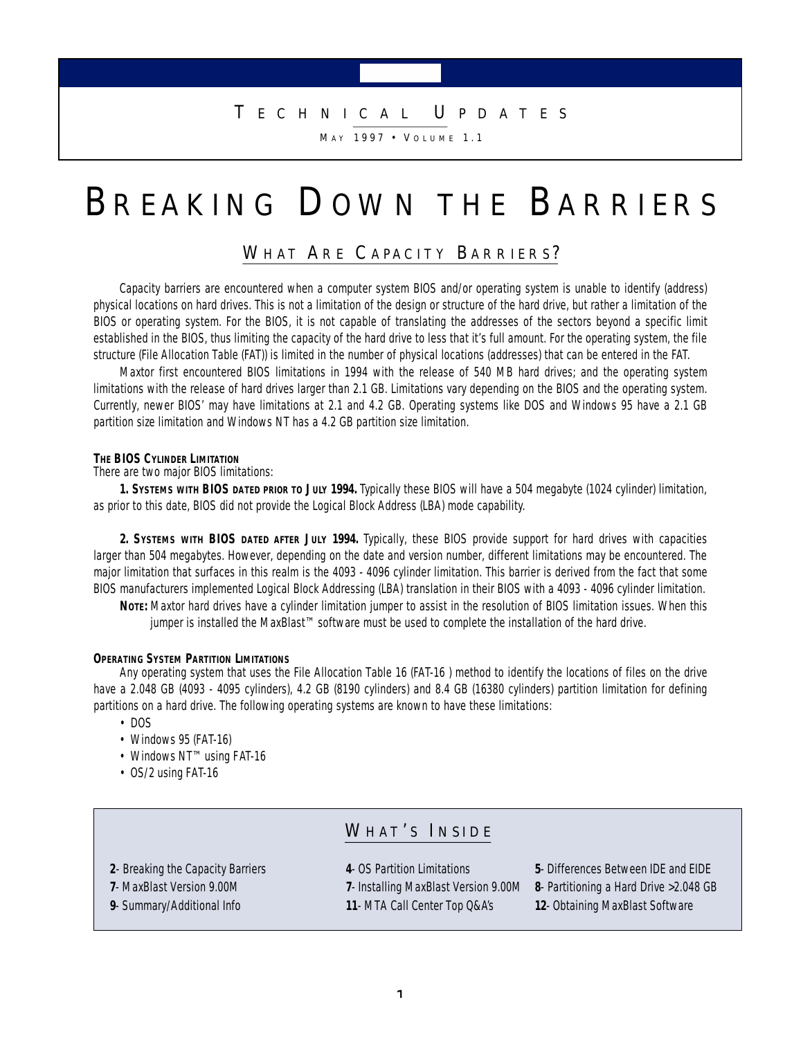TECHNICAL UPDATES

MAY 1997 • VOLUME 1.1

# BREAKING DOWN THE BARRIERS

## WHAT ARE CAPACITY BARRIERS?

Capacity barriers are encountered when a computer system BIOS and/or operating system is unable to identify (address) physical locations on hard drives. This is not a limitation of the design or structure of the hard drive, but rather a limitation of the BIOS or operating system. For the BIOS, it is not capable of translating the addresses of the sectors beyond a specific limit established in the BIOS, thus limiting the capacity of the hard drive to less that it's full amount. For the operating system, the file structure (File Allocation Table (FAT)) is limited in the number of physical locations (addresses) that can be entered in the FAT.

Maxtor first encountered BIOS limitations in 1994 with the release of 540 MB hard drives; and the operating system limitations with the release of hard drives larger than 2.1 GB. Limitations vary depending on the BIOS and the operating system. Currently, newer BIOS' may have limitations at 2.1 and 4.2 GB. Operating systems like DOS and Windows 95 have a 2.1 GB partition size limitation and Windows NT has a 4.2 GB partition size limitation.

### THE BIOS CYLINDER LIMITATION

There are two major BIOS limitations:

**1. SYSTEMS WITH BIOS DATED PRIOR TO JULY 1994.** Typically these BIOS will have a 504 megabyte (1024 cylinder) limitation, as prior to this date, BIOS did not provide the Logical Block Address (LBA) mode capability.

**2. SYSTEMS WITH BIOS DATED AFTER JULY 1994.** Typically, these BIOS provide support for hard drives with capacities larger than 504 megabytes. However, depending on the date and version number, different limitations may be encountered. The major limitation that surfaces in this realm is the 4093 - 4096 cylinder limitation. This barrier is derived from the fact that some BIOS manufacturers implemented Logical Block Addressing (LBA) translation in their BIOS with a 4093 - 4096 cylinder limitation.

**NOTE:** Maxtor hard drives have a cylinder limitation jumper to assist in the resolution of BIOS limitation issues. When this jumper is installed the MaxBlast™ software must be used to complete the installation of the hard drive.

### OPERATING SYSTEM PARTITION LIMITATIONS

Any operating system that uses the File Allocation Table 16 (FAT-16 ) method to identify the locations of files on the drive have a 2.048 GB (4093 - 4095 cylinders), 4.2 GB (8190 cylinders) and 8.4 GB (16380 cylinders) partition limitation for defining partitions on a hard drive. The following operating systems are known to have these limitations:

- DOS
- Windows 95 (FAT-16)
- Windows NT™ using FAT-16
- OS/2 using FAT-16

## WHAT'S INSIDE

- **2**- Breaking the Capacity Barriers
- **4**- OS Partition Limitations
- **5**- Differences Between IDE and EIDE
- **7**- MaxBlast Version 9.00M
- **7**- Installing MaxBlast Version 9.00M
- **8**- Partitioning a Hard Drive >2.048 GB
- **9**- Summary/Additional Info
- **11**- MTA Call Center Top Q&A's
- **12**- Obtaining MaxBlast Software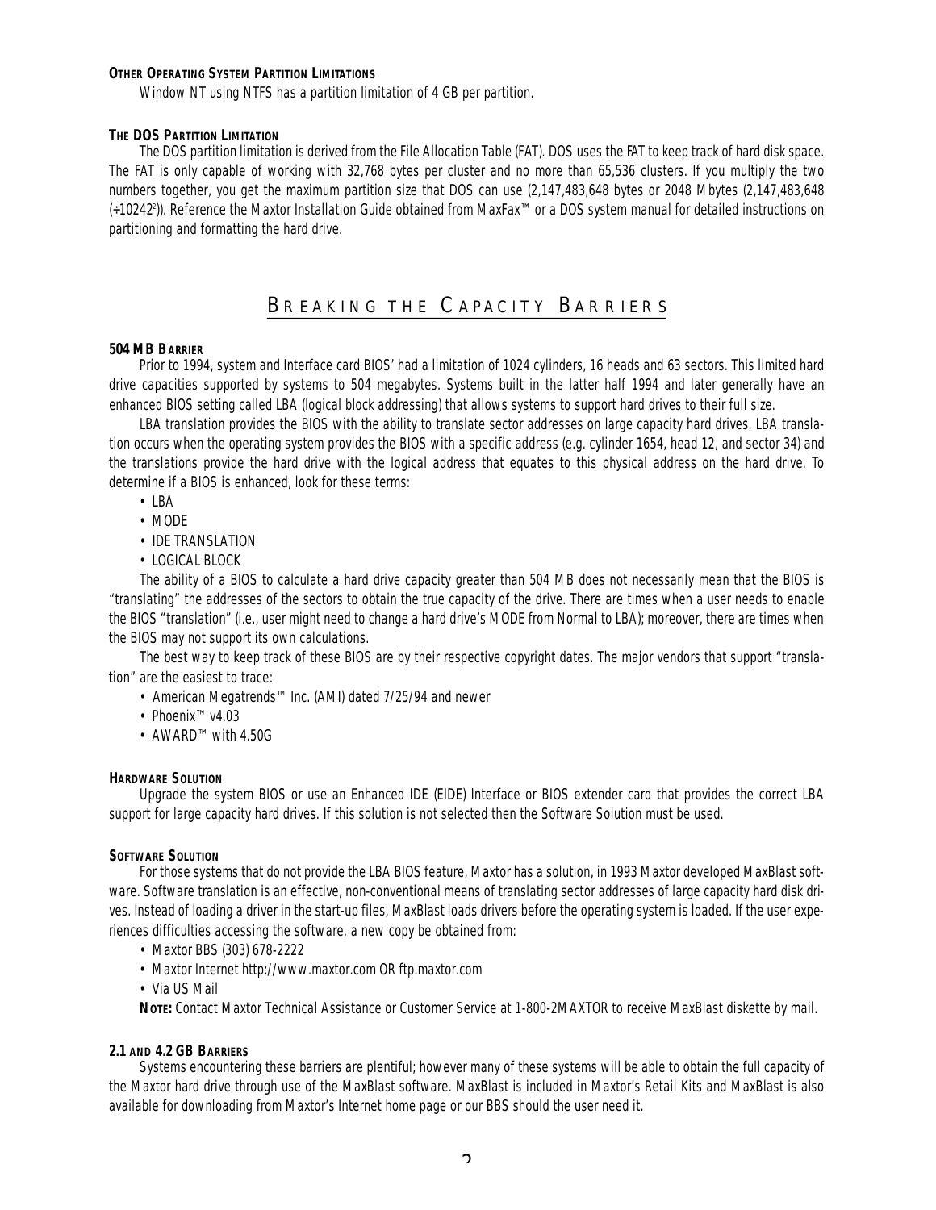#### OTHER OPERATING SYSTEM PARTITION LIMITATIONS

Window NT using NTFS has a partition limitation of 4 GB per partition.

#### THE DOS PARTITION LIMITATION

The DOS partition limitation is derived from the File Allocation Table (FAT). DOS uses the FAT to keep track of hard disk space. The FAT is only capable of working with 32,768 bytes per cluster and no more than 65,536 clusters. If you multiply the two numbers together, you get the maximum partition size that DOS can use (2,147,483,648 bytes or 2048 Mbytes (2,147,483,648 ($\div 1024^2$)). Reference the Maxtor Installation Guide obtained from MaxFax™ or a DOS system manual for detailed instructions on partitioning and formatting the hard drive.

## BREAKING THE CAPACITY BARRIERS

#### 504 MB BARRIER

Prior to 1994, system and Interface card BIOS' had a limitation of 1024 cylinders, 16 heads and 63 sectors. This limited hard drive capacities supported by systems to 504 megabytes. Systems built in the latter half 1994 and later generally have an enhanced BIOS setting called LBA (logical block addressing) that allows systems to support hard drives to their full size.

LBA translation provides the BIOS with the ability to translate sector addresses on large capacity hard drives. LBA translation occurs when the operating system provides the BIOS with a specific address (e.g. cylinder 1654, head 12, and sector 34) and the translations provide the hard drive with the logical address that equates to this physical address on the hard drive. To determine if a BIOS is enhanced, look for these terms:

- LBA
- MODE
- IDE TRANSLATION
- LOGICAL BLOCK

The ability of a BIOS to calculate a hard drive capacity greater than 504 MB does not necessarily mean that the BIOS is "translating" the addresses of the sectors to obtain the true capacity of the drive. There are times when a user needs to enable the BIOS "translation" (i.e., user might need to change a hard drive's MODE from Normal to LBA); moreover, there are times when the BIOS may not support its own calculations.

The best way to keep track of these BIOS are by their respective copyright dates. The major vendors that support "translation" are the easiest to trace:

- American Megatrends™ Inc. (AMI) dated 7/25/94 and newer
- Phoenix™ v4.03
- AWARD™ with 4.50G

#### HARDWARE SOLUTION

Upgrade the system BIOS or use an Enhanced IDE (EIDE) Interface or BIOS extender card that provides the correct LBA support for large capacity hard drives. If this solution is not selected then the Software Solution must be used.

#### SOFTWARE SOLUTION

For those systems that do not provide the LBA BIOS feature, Maxtor has a solution, in 1993 Maxtor developed MaxBlast software. Software translation is an effective, non-conventional means of translating sector addresses of large capacity hard disk drives. Instead of loading a driver in the start-up files, MaxBlast loads drivers before the operating system is loaded. If the user experiences difficulties accessing the software, a new copy be obtained from:

- Maxtor BBS (303) 678-2222
- Maxtor Internet http://www.maxtor.com OR ftp.maxtor.com
- Via US Mail

**NOTE:** Contact Maxtor Technical Assistance or Customer Service at 1-800-2MAXTOR to receive MaxBlast diskette by mail.

#### 2.1 AND 4.2 GB BARRIERS

Systems encountering these barriers are plentiful; however many of these systems will be able to obtain the full capacity of the Maxtor hard drive through use of the MaxBlast software. MaxBlast is included in Maxtor's Retail Kits and MaxBlast is also available for downloading from Maxtor's Internet home page or our BBS should the user need it.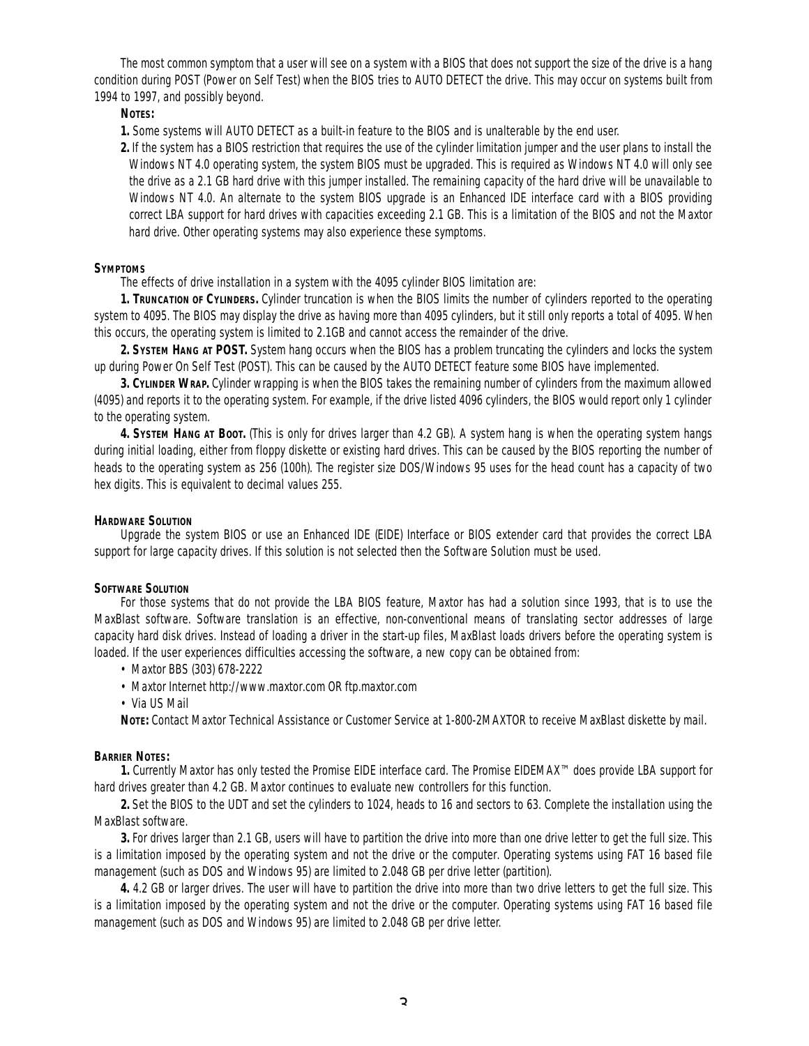The most common symptom that a user will see on a system with a BIOS that does not support the size of the drive is a hang condition during POST (Power on Self Test) when the BIOS tries to AUTO DETECT the drive. This may occur on systems built from 1994 to 1997, and possibly beyond.

**NOTES:**

1. Some systems will AUTO DETECT as a built-in feature to the BIOS and is unalterable by the end user.
2. If the system has a BIOS restriction that requires the use of the cylinder limitation jumper and the user plans to install the Windows NT 4.0 operating system, the system BIOS must be upgraded. This is required as Windows NT 4.0 will only see the drive as a 2.1 GB hard drive with this jumper installed. The remaining capacity of the hard drive will be unavailable to Windows NT 4.0. An alternate to the system BIOS upgrade is an Enhanced IDE interface card with a BIOS providing correct LBA support for hard drives with capacities exceeding 2.1 GB. This is a limitation of the BIOS and not the Maxtor hard drive. Other operating systems may also experience these symptoms.

### SYMPTOMS

The effects of drive installation in a system with the 4095 cylinder BIOS limitation are:

**1. TRUNCATION OF CYLINDERS.** Cylinder truncation is when the BIOS limits the number of cylinders reported to the operating system to 4095. The BIOS may display the drive as having more than 4095 cylinders, but it still only reports a total of 4095. When this occurs, the operating system is limited to 2.1GB and cannot access the remainder of the drive.

**2. SYSTEM HANG AT POST.** System hang occurs when the BIOS has a problem truncating the cylinders and locks the system up during Power On Self Test (POST). This can be caused by the AUTO DETECT feature some BIOS have implemented.

**3. CYLINDER WRAP.** Cylinder wrapping is when the BIOS takes the remaining number of cylinders from the maximum allowed (4095) and reports it to the operating system. For example, if the drive listed 4096 cylinders, the BIOS would report only 1 cylinder to the operating system.

**4. SYSTEM HANG AT BOOT.** (This is only for drives larger than 4.2 GB). A system hang is when the operating system hangs during initial loading, either from floppy diskette or existing hard drives. This can be caused by the BIOS reporting the number of heads to the operating system as 256 (100h). The register size DOS/Windows 95 uses for the head count has a capacity of two hex digits. This is equivalent to decimal values 255.

### HARDWARE SOLUTION

Upgrade the system BIOS or use an Enhanced IDE (EIDE) Interface or BIOS extender card that provides the correct LBA support for large capacity drives. If this solution is not selected then the Software Solution must be used.

### SOFTWARE SOLUTION

For those systems that do not provide the LBA BIOS feature, Maxtor has had a solution since 1993, that is to use the MaxBlast software. Software translation is an effective, non-conventional means of translating sector addresses of large capacity hard disk drives. Instead of loading a driver in the start-up files, MaxBlast loads drivers before the operating system is loaded. If the user experiences difficulties accessing the software, a new copy can be obtained from:

- Maxtor BBS (303) 678-2222
- Maxtor Internet http://www.maxtor.com OR ftp.maxtor.com
- Via US Mail

**NOTE:** Contact Maxtor Technical Assistance or Customer Service at 1-800-2MAXTOR to receive MaxBlast diskette by mail.

### BARRIER NOTES:

**1.** Currently Maxtor has only tested the Promise EIDE interface card. The Promise EIDEMAX™ does provide LBA support for hard drives greater than 4.2 GB. Maxtor continues to evaluate new controllers for this function.

**2.** Set the BIOS to the UDT and set the cylinders to 1024, heads to 16 and sectors to 63. Complete the installation using the MaxBlast software.

**3.** For drives larger than 2.1 GB, users will have to partition the drive into more than one drive letter to get the full size. This is a limitation imposed by the operating system and not the drive or the computer. Operating systems using FAT 16 based file management (such as DOS and Windows 95) are limited to 2.048 GB per drive letter (partition).

**4.** 4.2 GB or larger drives. The user will have to partition the drive into more than two drive letters to get the full size. This is a limitation imposed by the operating system and not the drive or the computer. Operating systems using FAT 16 based file management (such as DOS and Windows 95) are limited to 2.048 GB per drive letter.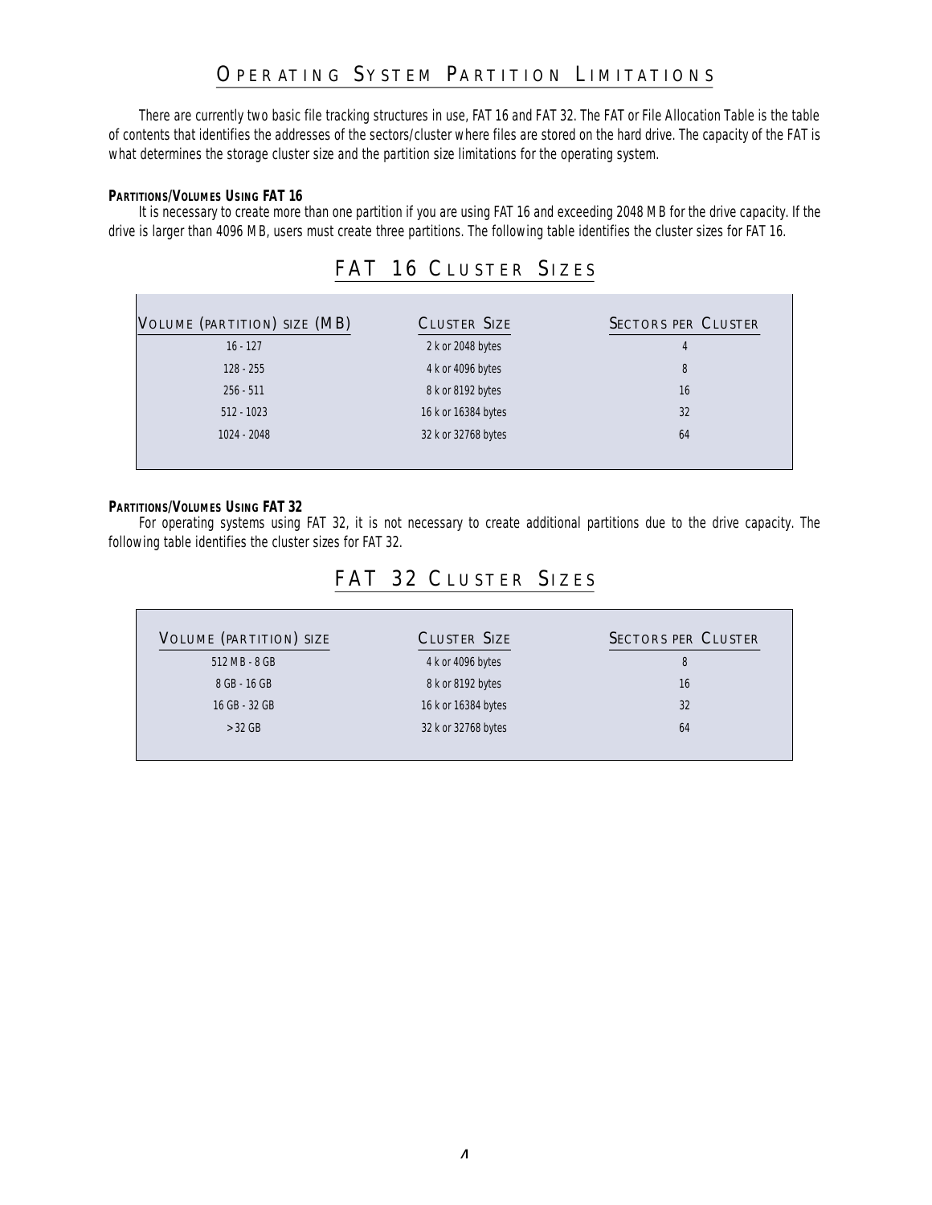## Operating System Partition Limitations

There are currently two basic file tracking structures in use, FAT 16 and FAT 32. The FAT or File Allocation Table is the table of contents that identifies the addresses of the sectors/cluster where files are stored on the hard drive. The capacity of the FAT is what determines the storage cluster size and the partition size limitations for the operating system.

**Partitions/Volumes Using FAT 16**

It is necessary to create more than one partition if you are using FAT 16 and exceeding 2048 MB for the drive capacity. If the drive is larger than 4096 MB, users must create three partitions. The following table identifies the cluster sizes for FAT 16.

### FAT 16 Cluster Sizes

| Volume (partition) size (MB) | Cluster Size | Sectors per Cluster |
| --- | --- | --- |
| 16 - 127 | 2 k or 2048 bytes | 4 |
| 128 - 255 | 4 k or 4096 bytes | 8 |
| 256 - 511 | 8 k or 8192 bytes | 16 |
| 512 - 1023 | 16 k or 16384 bytes | 32 |
| 1024 - 2048 | 32 k or 32768 bytes | 64 |

**Partitions/Volumes Using FAT 32**

For operating systems using FAT 32, it is not necessary to create additional partitions due to the drive capacity. The following table identifies the cluster sizes for FAT 32.

### FAT 32 Cluster Sizes

| Volume (partition) size | Cluster Size | Sectors per Cluster |
| --- | --- | --- |
| 512 MB - 8 GB | 4 k or 4096 bytes | 8 |
| 8 GB - 16 GB | 8 k or 8192 bytes | 16 |
| 16 GB - 32 GB | 16 k or 16384 bytes | 32 |
| > 32 GB | 32 k or 32768 bytes | 64 |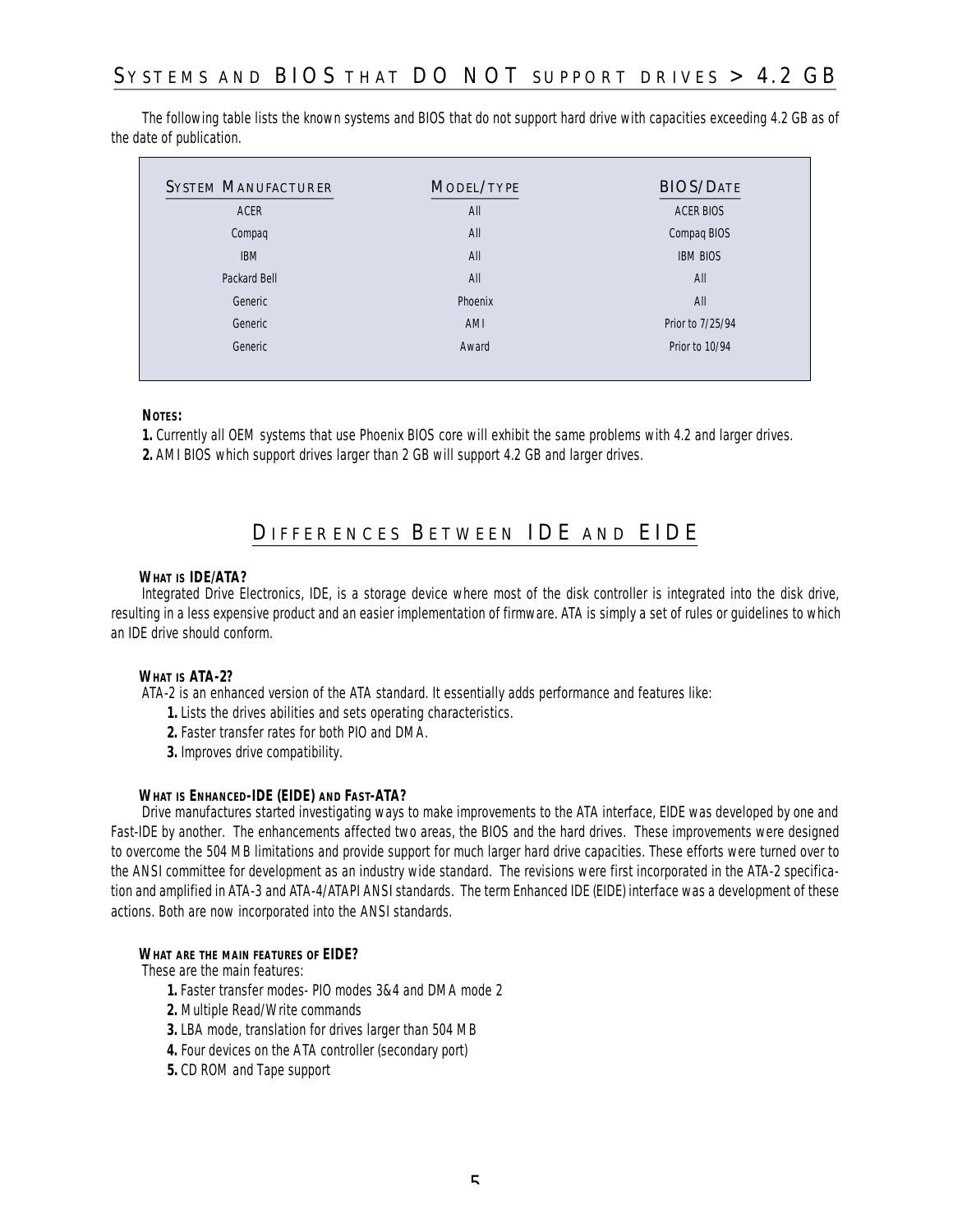## Systems and BIOS that DO NOT support drives > 4.2 GB

The following table lists the known systems and BIOS that do not support hard drive with capacities exceeding 4.2 GB as of the date of publication.

| System Manufacturer | Model/Type | BIOS/Date |
|---|---|---|
| ACER | All | ACER BIOS |
| Compaq | All | Compaq BIOS |
| IBM | All | IBM BIOS |
| Packard Bell | All | All |
| Generic | Phoenix | All |
| Generic | AMI | Prior to 7/25/94 |
| Generic | Award | Prior to 10/94 |

**Notes:**

**1.** Currently all OEM systems that use Phoenix BIOS core will exhibit the same problems with 4.2 and larger drives.

**2.** AMI BIOS which support drives larger than 2 GB will support 4.2 GB and larger drives.

## Differences Between IDE and EIDE

### What is IDE/ATA?

Integrated Drive Electronics, IDE, is a storage device where most of the disk controller is integrated into the disk drive, resulting in a less expensive product and an easier implementation of firmware. ATA is simply a set of rules or guidelines to which an IDE drive should conform.

### What is ATA-2?

ATA-2 is an enhanced version of the ATA standard. It essentially adds performance and features like:

**1.** Lists the drives abilities and sets operating characteristics.
**2.** Faster transfer rates for both PIO and DMA.
**3.** Improves drive compatibility.

### What is Enhanced-IDE (EIDE) and Fast-ATA?

Drive manufactures started investigating ways to make improvements to the ATA interface, EIDE was developed by one and Fast-IDE by another. The enhancements affected two areas, the BIOS and the hard drives. These improvements were designed to overcome the 504 MB limitations and provide support for much larger hard drive capacities. These efforts were turned over to the ANSI committee for development as an industry wide standard. The revisions were first incorporated in the ATA-2 specification and amplified in ATA-3 and ATA-4/ATAPI ANSI standards. The term Enhanced IDE (EIDE) interface was a development of these actions. Both are now incorporated into the ANSI standards.

### What are the main features of EIDE?

These are the main features:

**1.** Faster transfer modes- PIO modes 3&4 and DMA mode 2
**2.** Multiple Read/Write commands
**3.** LBA mode, translation for drives larger than 504 MB
**4.** Four devices on the ATA controller (secondary port)
**5.** CD ROM and Tape support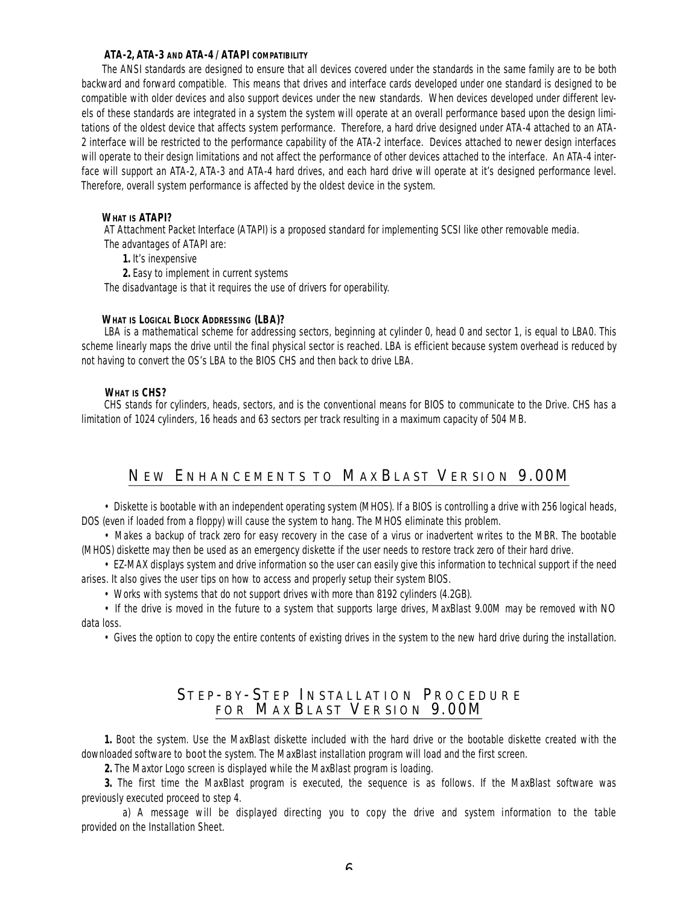#### ATA-2, ATA-3 AND ATA-4 / ATAPI COMPATIBILITY

The ANSI standards are designed to ensure that all devices covered under the standards in the same family are to be both backward and forward compatible. This means that drives and interface cards developed under one standard is designed to be compatible with older devices and also support devices under the new standards. When devices developed under different levels of these standards are integrated in a system the system will operate at an overall performance based upon the design limitations of the oldest device that affects system performance. Therefore, a hard drive designed under ATA-4 attached to an ATA-2 interface will be restricted to the performance capability of the ATA-2 interface. Devices attached to newer design interfaces will operate to their design limitations and not affect the performance of other devices attached to the interface. An ATA-4 interface will support an ATA-2, ATA-3 and ATA-4 hard drives, and each hard drive will operate at it's designed performance level. Therefore, overall system performance is affected by the oldest device in the system.

#### WHAT IS ATAPI?

AT Attachment Packet Interface (ATAPI) is a proposed standard for implementing SCSI like other removable media.
The advantages of ATAPI are:

**1.** It's inexpensive

**2.** Easy to implement in current systems

The disadvantage is that it requires the use of drivers for operability.

#### WHAT IS LOGICAL BLOCK ADDRESSING (LBA)?

LBA is a mathematical scheme for addressing sectors, beginning at cylinder 0, head 0 and sector 1, is equal to LBA0. This scheme linearly maps the drive until the final physical sector is reached. LBA is efficient because system overhead is reduced by not having to convert the OS's LBA to the BIOS CHS and then back to drive LBA.

#### WHAT IS CHS?

CHS stands for cylinders, heads, sectors, and is the conventional means for BIOS to communicate to the Drive. CHS has a limitation of 1024 cylinders, 16 heads and 63 sectors per track resulting in a maximum capacity of 504 MB.

## NEW ENHANCEMENTS TO MAXBLAST VERSION 9.00M

• Diskette is bootable with an independent operating system (MHOS). If a BIOS is controlling a drive with 256 logical heads, DOS (even if loaded from a floppy) will cause the system to hang. The MHOS eliminate this problem.

• Makes a backup of track zero for easy recovery in the case of a virus or inadvertent writes to the MBR. The bootable (MHOS) diskette may then be used as an emergency diskette if the user needs to restore track zero of their hard drive.

• EZ-MAX displays system and drive information so the user can easily give this information to technical support if the need arises. It also gives the user tips on how to access and properly setup their system BIOS.

• Works with systems that do not support drives with more than 8192 cylinders (4.2GB).

• If the drive is moved in the future to a system that supports large drives, MaxBlast 9.00M may be removed with NO data loss.

• Gives the option to copy the entire contents of existing drives in the system to the new hard drive during the installation.

## STEP-BY-STEP INSTALLATION PROCEDURE FOR MAXBLAST VERSION 9.00M

**1.** Boot the system. Use the MaxBlast diskette included with the hard drive or the bootable diskette created with the downloaded software to boot the system. The MaxBlast installation program will load and the first screen.

**2.** The Maxtor Logo screen is displayed while the MaxBlast program is loading.

**3.** The first time the MaxBlast program is executed, the sequence is as follows. If the MaxBlast software was previously executed proceed to step 4.

a) A message will be displayed directing you to copy the drive and system information to the table provided on the Installation Sheet.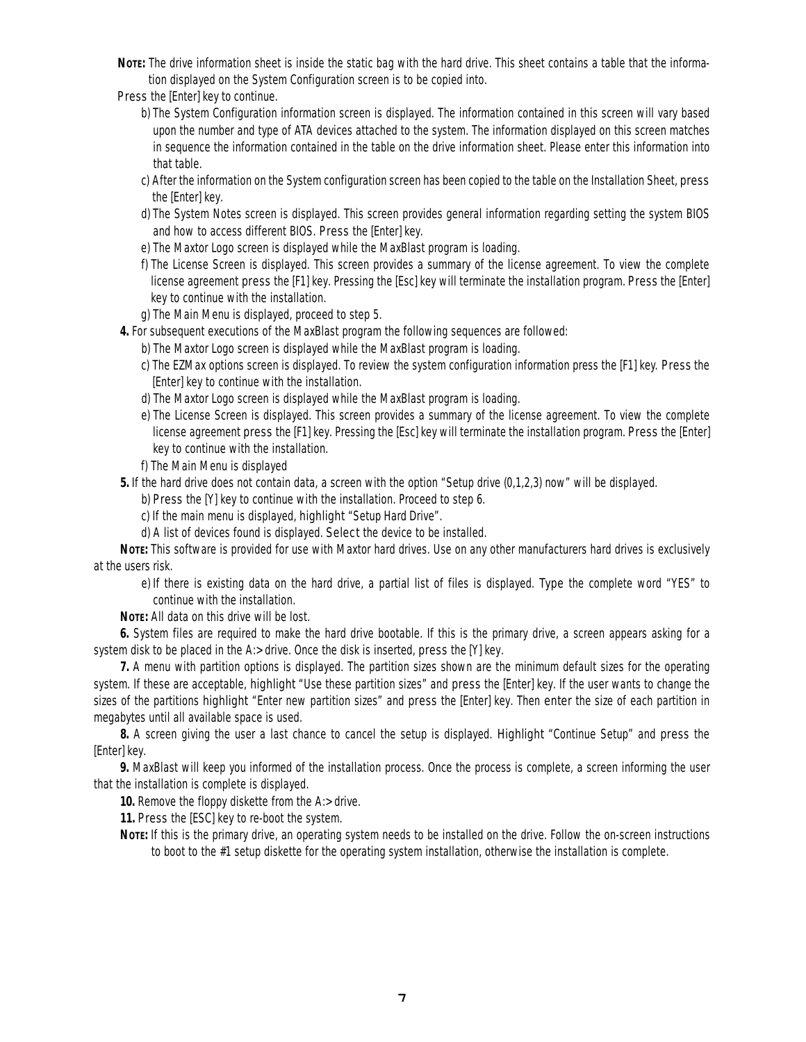**NOTE:** The drive information sheet is inside the static bag with the hard drive. This sheet contains a table that the information displayed on the System Configuration screen is to be copied into.

Press the [Enter] key to continue.

b) The System Configuration information screen is displayed. The information contained in this screen will vary based upon the number and type of ATA devices attached to the system. The information displayed on this screen matches in sequence the information contained in the table on the drive information sheet. Please enter this information into that table.

c) After the information on the System configuration screen has been copied to the table on the Installation Sheet, press the [Enter] key.

d) The System Notes screen is displayed. This screen provides general information regarding setting the system BIOS and how to access different BIOS. Press the [Enter] key.

e) The Maxtor Logo screen is displayed while the MaxBlast program is loading.

f) The License Screen is displayed. This screen provides a summary of the license agreement. To view the complete license agreement press the [F1] key. Pressing the [Esc] key will terminate the installation program. Press the [Enter] key to continue with the installation.

g) The Main Menu is displayed, proceed to step 5.

**4.** For subsequent executions of the MaxBlast program the following sequences are followed:

b) The Maxtor Logo screen is displayed while the MaxBlast program is loading.

c) The EZMax options screen is displayed. To review the system configuration information press the [F1] key. Press the [Enter] key to continue with the installation.

d) The Maxtor Logo screen is displayed while the MaxBlast program is loading.

e) The License Screen is displayed. This screen provides a summary of the license agreement. To view the complete license agreement press the [F1] key. Pressing the [Esc] key will terminate the installation program. Press the [Enter] key to continue with the installation.

f) The Main Menu is displayed

**5.** If the hard drive does not contain data, a screen with the option "Setup drive (0,1,2,3) now" will be displayed.

b) Press the [Y] key to continue with the installation. Proceed to step 6.

c) If the main menu is displayed, highlight "Setup Hard Drive".

d) A list of devices found is displayed. Select the device to be installed.

**NOTE:** This software is provided for use with Maxtor hard drives. Use on any other manufacturers hard drives is exclusively at the users risk.

e) If there is existing data on the hard drive, a partial list of files is displayed. Type the complete word "YES" to continue with the installation.

**NOTE:** All data on this drive will be lost.

**6.** System files are required to make the hard drive bootable. If this is the primary drive, a screen appears asking for a system disk to be placed in the A:> drive. Once the disk is inserted, press the [Y] key.

**7.** A menu with partition options is displayed. The partition sizes shown are the minimum default sizes for the operating system. If these are acceptable, highlight "Use these partition sizes" and press the [Enter] key. If the user wants to change the sizes of the partitions highlight "Enter new partition sizes" and press the [Enter] key. Then enter the size of each partition in megabytes until all available space is used.

**8.** A screen giving the user a last chance to cancel the setup is displayed. Highlight "Continue Setup" and press the [Enter] key.

**9.** MaxBlast will keep you informed of the installation process. Once the process is complete, a screen informing the user that the installation is complete is displayed.

**10.** Remove the floppy diskette from the A:> drive.

**11.** Press the [ESC] key to re-boot the system.

**NOTE:** If this is the primary drive, an operating system needs to be installed on the drive. Follow the on-screen instructions to boot to the #1 setup diskette for the operating system installation, otherwise the installation is complete.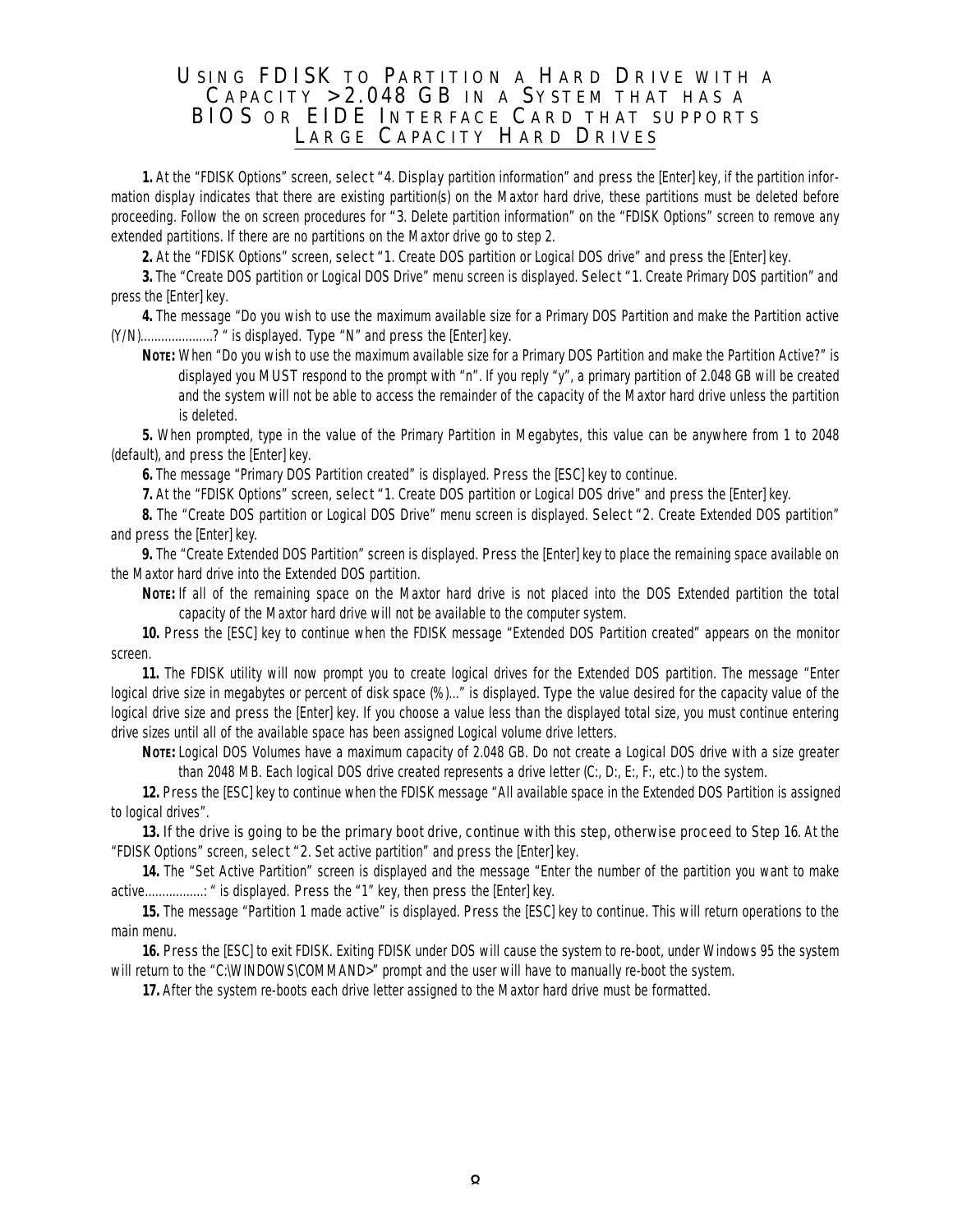# Using FDISK to Partition a Hard Drive with a Capacity >2.048 GB in a System that has a BIOS or EIDE Interface Card that supports Large Capacity Hard Drives

**1.** At the "FDISK Options" screen, select "4. Display partition information" and press the [Enter] key, if the partition information display indicates that there are existing partition(s) on the Maxtor hard drive, these partitions must be deleted before proceeding. Follow the on screen procedures for "3. Delete partition information" on the "FDISK Options" screen to remove any extended partitions. If there are no partitions on the Maxtor drive go to step 2.

**2.** At the "FDISK Options" screen, select "1. Create DOS partition or Logical DOS drive" and press the [Enter] key.

**3.** The "Create DOS partition or Logical DOS Drive" menu screen is displayed. Select "1. Create Primary DOS partition" and press the [Enter] key.

**4.** The message "Do you wish to use the maximum available size for a Primary DOS Partition and make the Partition active (Y/N).....................? " is displayed. Type "N" and press the [Enter] key.

**Note:** When "Do you wish to use the maximum available size for a Primary DOS Partition and make the Partition Active?" is displayed you MUST respond to the prompt with "n". If you reply "y", a primary partition of 2.048 GB will be created and the system will not be able to access the remainder of the capacity of the Maxtor hard drive unless the partition is deleted.

**5.** When prompted, type in the value of the Primary Partition in Megabytes, this value can be anywhere from 1 to 2048 (default), and press the [Enter] key.

**6.** The message "Primary DOS Partition created" is displayed. Press the [ESC] key to continue.

**7.** At the "FDISK Options" screen, select "1. Create DOS partition or Logical DOS drive" and press the [Enter] key.

**8.** The "Create DOS partition or Logical DOS Drive" menu screen is displayed. Select "2. Create Extended DOS partition" and press the [Enter] key.

**9.** The "Create Extended DOS Partition" screen is displayed. Press the [Enter] key to place the remaining space available on the Maxtor hard drive into the Extended DOS partition.

**Note:** If all of the remaining space on the Maxtor hard drive is not placed into the DOS Extended partition the total capacity of the Maxtor hard drive will not be available to the computer system.

**10.** Press the [ESC] key to continue when the FDISK message "Extended DOS Partition created" appears on the monitor screen.

**11.** The FDISK utility will now prompt you to create logical drives for the Extended DOS partition. The message "Enter logical drive size in megabytes or percent of disk space (%)..." is displayed. Type the value desired for the capacity value of the logical drive size and press the [Enter] key. If you choose a value less than the displayed total size, you must continue entering drive sizes until all of the available space has been assigned Logical volume drive letters.

**Note:** Logical DOS Volumes have a maximum capacity of 2.048 GB. Do not create a Logical DOS drive with a size greater than 2048 MB. Each logical DOS drive created represents a drive letter (C:, D:, E:, F:, etc.) to the system.

**12.** Press the [ESC] key to continue when the FDISK message "All available space in the Extended DOS Partition is assigned to logical drives".

**13.** If the drive is going to be the primary boot drive, continue with this step, otherwise proceed to Step 16. At the "FDISK Options" screen, select "2. Set active partition" and press the [Enter] key.

**14.** The "Set Active Partition" screen is displayed and the message "Enter the number of the partition you want to make active.................: " is displayed. Press the "1" key, then press the [Enter] key.

**15.** The message "Partition 1 made active" is displayed. Press the [ESC] key to continue. This will return operations to the main menu.

**16.** Press the [ESC] to exit FDISK. Exiting FDISK under DOS will cause the system to re-boot, under Windows 95 the system will return to the "C:\WINDOWS\COMMAND>" prompt and the user will have to manually re-boot the system.

**17.** After the system re-boots each drive letter assigned to the Maxtor hard drive must be formatted.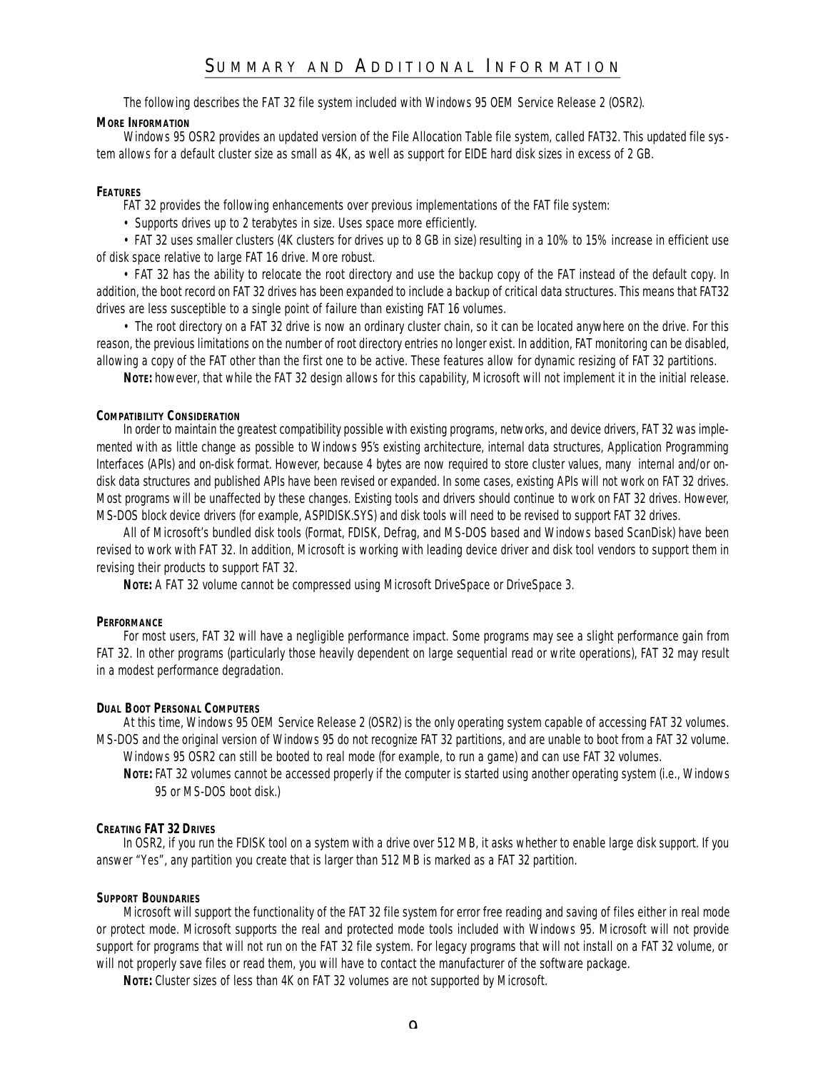# Summary and Additional Information

The following describes the FAT 32 file system included with Windows 95 OEM Service Release 2 (OSR2).

**More Information**

Windows 95 OSR2 provides an updated version of the File Allocation Table file system, called FAT32. This updated file system allows for a default cluster size as small as 4K, as well as support for EIDE hard disk sizes in excess of 2 GB.

**Features**

FAT 32 provides the following enhancements over previous implementations of the FAT file system:

- Supports drives up to 2 terabytes in size. Uses space more efficiently.
- FAT 32 uses smaller clusters (4K clusters for drives up to 8 GB in size) resulting in a 10% to 15% increase in efficient use of disk space relative to large FAT 16 drive. More robust.
- FAT 32 has the ability to relocate the root directory and use the backup copy of the FAT instead of the default copy. In addition, the boot record on FAT 32 drives has been expanded to include a backup of critical data structures. This means that FAT32 drives are less susceptible to a single point of failure than existing FAT 16 volumes.
- The root directory on a FAT 32 drive is now an ordinary cluster chain, so it can be located anywhere on the drive. For this reason, the previous limitations on the number of root directory entries no longer exist. In addition, FAT monitoring can be disabled, allowing a copy of the FAT other than the first one to be active. These features allow for dynamic resizing of FAT 32 partitions.

**Note:** however, that while the FAT 32 design allows for this capability, Microsoft will not implement it in the initial release.

**Compatibility Consideration**

In order to maintain the greatest compatibility possible with existing programs, networks, and device drivers, FAT 32 was implemented with as little change as possible to Windows 95's existing architecture, internal data structures, Application Programming Interfaces (APIs) and on-disk format. However, because 4 bytes are now required to store cluster values, many internal and/or on-disk data structures and published APIs have been revised or expanded. In some cases, existing APIs will not work on FAT 32 drives. Most programs will be unaffected by these changes. Existing tools and drivers should continue to work on FAT 32 drives. However, MS-DOS block device drivers (for example, ASPIDISK.SYS) and disk tools will need to be revised to support FAT 32 drives.

All of Microsoft's bundled disk tools (Format, FDISK, Defrag, and MS-DOS based and Windows based ScanDisk) have been revised to work with FAT 32. In addition, Microsoft is working with leading device driver and disk tool vendors to support them in revising their products to support FAT 32.

**Note:** A FAT 32 volume cannot be compressed using Microsoft DriveSpace or DriveSpace 3.

**Performance**

For most users, FAT 32 will have a negligible performance impact. Some programs may see a slight performance gain from FAT 32. In other programs (particularly those heavily dependent on large sequential read or write operations), FAT 32 may result in a modest performance degradation.

**Dual Boot Personal Computers**

At this time, Windows 95 OEM Service Release 2 (OSR2) is the only operating system capable of accessing FAT 32 volumes. MS-DOS and the original version of Windows 95 do not recognize FAT 32 partitions, and are unable to boot from a FAT 32 volume.

Windows 95 OSR2 can still be booted to real mode (for example, to run a game) and can use FAT 32 volumes.

**Note:** FAT 32 volumes cannot be accessed properly if the computer is started using another operating system (i.e., Windows 95 or MS-DOS boot disk.)

**Creating FAT 32 Drives**

In OSR2, if you run the FDISK tool on a system with a drive over 512 MB, it asks whether to enable large disk support. If you answer "Yes", any partition you create that is larger than 512 MB is marked as a FAT 32 partition.

**Support Boundaries**

Microsoft will support the functionality of the FAT 32 file system for error free reading and saving of files either in real mode or protect mode. Microsoft supports the real and protected mode tools included with Windows 95. Microsoft will not provide support for programs that will not run on the FAT 32 file system. For legacy programs that will not install on a FAT 32 volume, or will not properly save files or read them, you will have to contact the manufacturer of the software package.

**Note:** Cluster sizes of less than 4K on FAT 32 volumes are not supported by Microsoft.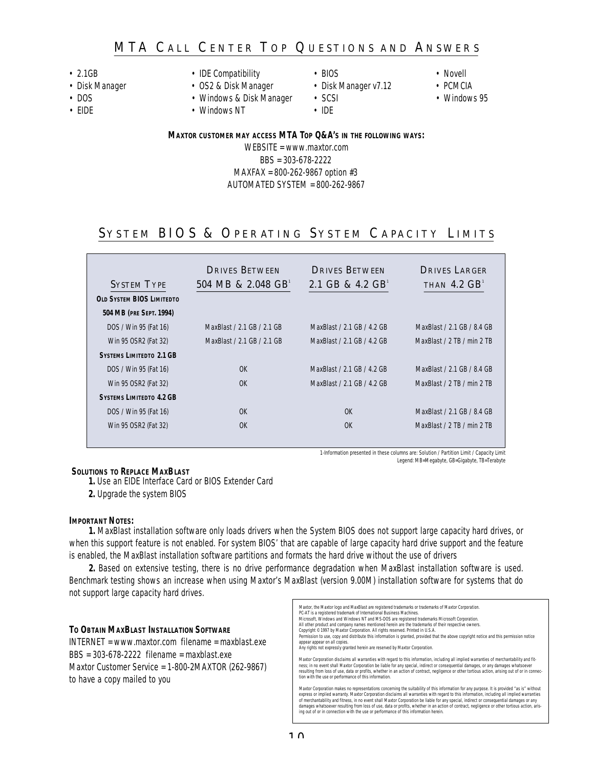## MTA Call Center Top Questions and Answers

- 2.1GB
- Disk Manager
- DOS
- EIDE
- IDE Compatibility
- OS2 & Disk Manager
- Windows & Disk Manager
- Windows NT
- BIOS
- Disk Manager v7.12
- SCSI
- IDE
- Novell
- PCMCIA
- Windows 95

**Maxtor customer may access MTA Top Q&A's in the following ways:**

WEBSITE = www.maxtor.com
BBS = 303-678-2222
MAXFAX = 800-262-9867 option #3
AUTOMATED SYSTEM = 800-262-9867

## System BIOS & Operating System Capacity Limits

| System Type | Drives Between 504 MB & 2.048 GB[1] | Drives Between 2.1 GB & 4.2 GB[1] | Drives Larger than 4.2 GB[1] |
|---|---|---|---|
| **Old System BIOS Limitedto 504 MB (pre Sept. 1994)** | | | |
| DOS / Win 95 (Fat 16) | MaxBlast / 2.1 GB / 2.1 GB | MaxBlast / 2.1 GB / 4.2 GB | MaxBlast / 2.1 GB / 8.4 GB |
| Win 95 OSR2 (Fat 32) | MaxBlast / 2.1 GB / 2.1 GB | MaxBlast / 2.1 GB / 4.2 GB | MaxBlast / 2 TB / min 2 TB |
| **Systems Limitedto 2.1 GB** | | | |
| DOS / Win 95 (Fat 16) | OK | MaxBlast / 2.1 GB / 4.2 GB | MaxBlast / 2.1 GB / 8.4 GB |
| Win 95 OSR2 (Fat 32) | OK | MaxBlast / 2.1 GB / 4.2 GB | MaxBlast / 2 TB / min 2 TB |
| **Systems Limitedto 4.2 GB** | | | |
| DOS / Win 95 (Fat 16) | OK | OK | MaxBlast / 2.1 GB / 8.4 GB |
| Win 95 OSR2 (Fat 32) | OK | OK | MaxBlast / 2 TB / min 2 TB |

1-Information presented in these columns are: Solution / Partition Limit / Capacity Limit
Legend: MB=Megabyte, GB=Gigabyte, TB=Terabyte

**Solutions to Replace MaxBlast**

**1.** Use an EIDE Interface Card or BIOS Extender Card

**2.** Upgrade the system BIOS

**Important Notes:**

**1.** MaxBlast installation software only loads drivers when the System BIOS does not support large capacity hard drives, or when this support feature is not enabled. For system BIOS' that are capable of large capacity hard drive support and the feature is enabled, the MaxBlast installation software partitions and formats the hard drive without the use of drivers

**2.** Based on extensive testing, there is no drive performance degradation when MaxBlast installation software is used. Benchmark testing shows an increase when using Maxtor's MaxBlast (version 9.00M) installation software for systems that do not support large capacity hard drives.

**To Obtain MaxBlast Installation Software**

INTERNET = www.maxtor.com filename = maxblast.exe
BBS = 303-678-2222 filename = maxblast.exe
Maxtor Customer Service = 1-800-2MAXTOR (262-9867) to have a copy mailed to you

Maxtor, the Maxtor logo and MaxBlast are registered trademarks or trademarks of Maxtor Corporation.
PC-AT is a registered trademark of International Business Machines.
Microsoft, Windows and Windows NT and MS-DOS are registered trademarks Microsoft Corporation.
All other product and company names mentioned herein are the trademarks of their respective owners.
Copyright © 1997 by Maxtor Corporation. All rights reserved. Printed in U.S.A.
Permission to use, copy and distribute this information is granted, provided that the above copyright notice and this permission notice appear appear on all copies.
Any rights not expressly granted herein are reserved by Maxtor Corporation.

Maxtor Corporation disclaims all warranties with regard to this information, including all implied warranties of merchantability and fitness; in no event shall Maxtor Corporation be liable for any special, indirect or consequential damages, or any damages whatsoever resulting from loss of use, data or profits, whether in an action of contract, negligence or other tortious action, arising out of or in connection with the use or performance of this information.

Maxtor Corporation makes no representations concerning the suitability of this information for any purpose. It is provided "as is" without express or implied warranty. Maxtor Corporation disclaims all warranties with regard to this information, including all implied warranties of merchantability and fitness, in no event shall Maxtor Corporation be liable for any special, indirect or consequential damages or any damages whatsoever resulting from loss of use, data or profits, whether in an action of contract, negligence or other tortious action, arising out of or in connection with the use or performance of this information herein.